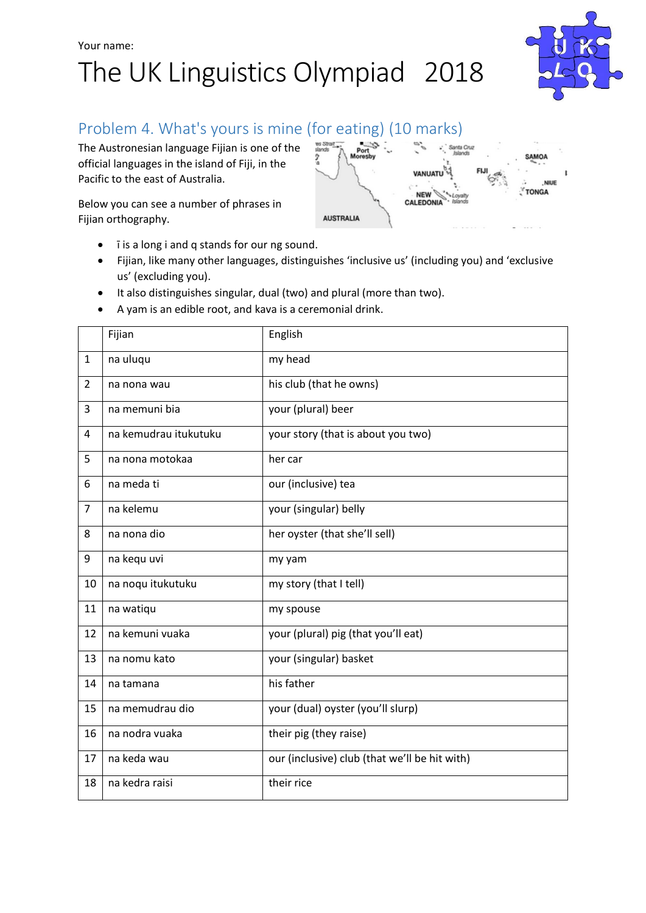Your name:

# The UK Linguistics Olympiad 2018

## Problem 4. What's yours is mine (for eating) (10 marks)

The Austronesian language Fijian is one of the official languages in the island of Fiji, in the Pacific to the east of Australia.

Below you can see a number of phrases in Fijian orthography.

- ī is a long i and q stands for our ng sound.
- Fijian, like many other languages, distinguishes 'inclusive us' (including you) and 'exclusive us' (excluding you).
- It also distinguishes singular, dual (two) and plural (more than two).
- A yam is an edible root, and kava is a ceremonial drink.

| | Fijian | English |
|---|---|---|
| 1 | na uluqu | my head |
| 2 | na nona wau | his club (that he owns) |
| 3 | na memuni bia | your (plural) beer |
| 4 | na kemudrau itukutuku | your story (that is about you two) |
| 5 | na nona motokaa | her car |
| 6 | na meda ti | our (inclusive) tea |
| 7 | na kelemu | your (singular) belly |
| 8 | na nona dio | her oyster (that she'll sell) |
| 9 | na kequ uvi | my yam |
| 10 | na noqu itukutuku | my story (that I tell) |
| 11 | na watiqu | my spouse |
| 12 | na kemuni vuaka | your (plural) pig (that you'll eat) |
| 13 | na nomu kato | your (singular) basket |
| 14 | na tamana | his father |
| 15 | na memudrau dio | your (dual) oyster (you'll slurp) |
| 16 | na nodra vuaka | their pig (they raise) |
| 17 | na keda wau | our (inclusive) club (that we'll be hit with) |
| 18 | na kedra raisi | their rice |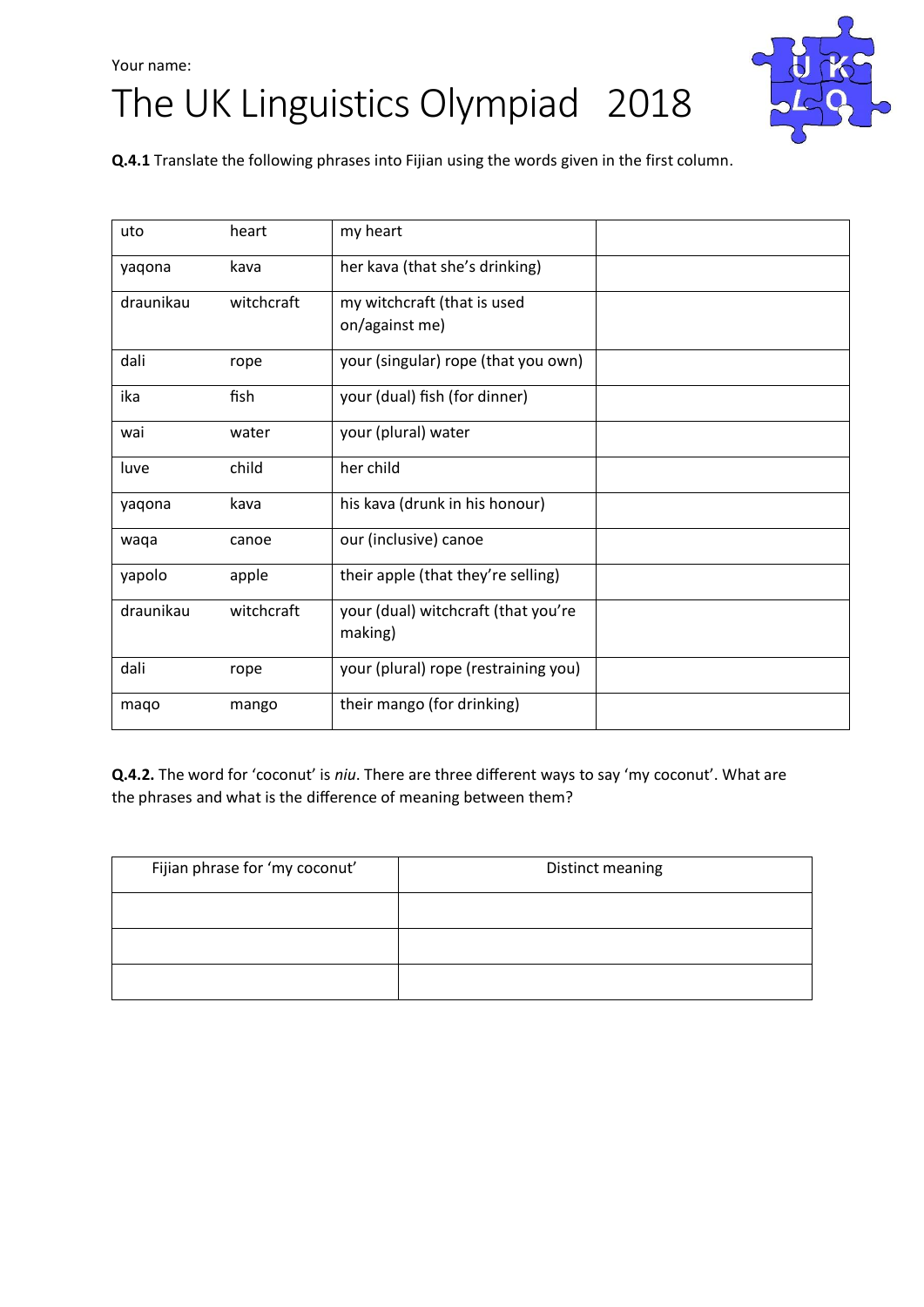Your name:

# The UK Linguistics Olympiad 2018

**Q.4.1** Translate the following phrases into Fijian using the words given in the first column.

| | | | |
|---|---|---|---|
| uto | heart | my heart | |
| yaqona | kava | her kava (that she's drinking) | |
| draunikau | witchcraft | my witchcraft (that is used on/against me) | |
| dali | rope | your (singular) rope (that you own) | |
| ika | fish | your (dual) fish (for dinner) | |
| wai | water | your (plural) water | |
| luve | child | her child | |
| yaqona | kava | his kava (drunk in his honour) | |
| waqa | canoe | our (inclusive) canoe | |
| yapolo | apple | their apple (that they're selling) | |
| draunikau | witchcraft | your (dual) witchcraft (that you're making) | |
| dali | rope | your (plural) rope (restraining you) | |
| maqo | mango | their mango (for drinking) | |

**Q.4.2.** The word for 'coconut' is *niu*. There are three different ways to say 'my coconut'. What are the phrases and what is the difference of meaning between them?

| Fijian phrase for 'my coconut' | Distinct meaning |
|---|---|
| | |
| | |
| | |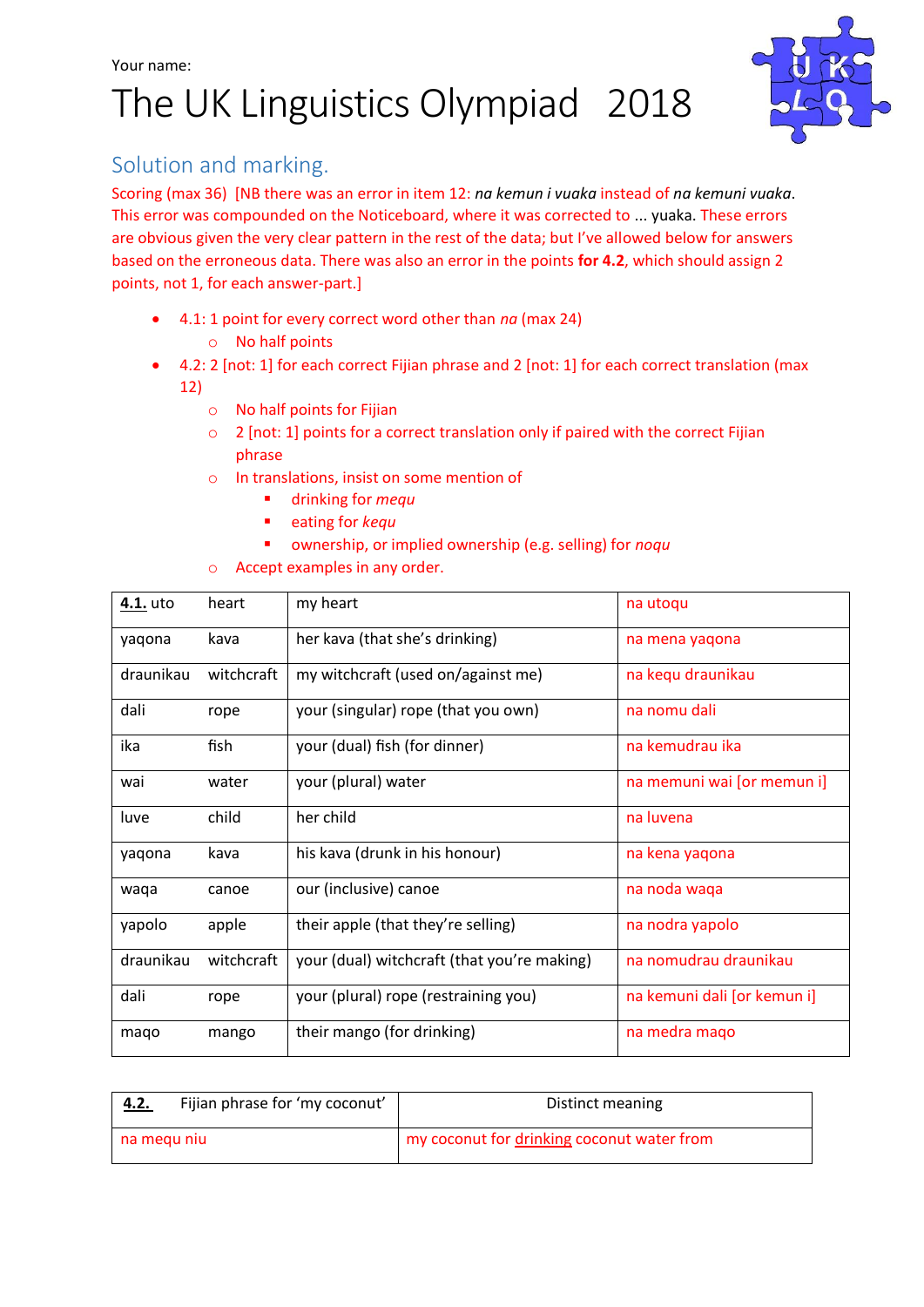Your name:

# The UK Linguistics Olympiad 2018

## Solution and marking.

Scoring (max 36) [NB there was an error in item 12: *na kemun i vuaka* instead of *na kemuni vuaka*. This error was compounded on the Noticeboard, where it was corrected to ... yuaka. These errors are obvious given the very clear pattern in the rest of the data; but I've allowed below for answers based on the erroneous data. There was also an error in the points **for 4.2**, which should assign 2 points, not 1, for each answer-part.]

- 4.1: 1 point for every correct word other than *na* (max 24)
  - No half points
- 4.2: 2 [not: 1] for each correct Fijian phrase and 2 [not: 1] for each correct translation (max 12)
  - No half points for Fijian
  - 2 [not: 1] points for a correct translation only if paired with the correct Fijian phrase
  - In translations, insist on some mention of
    - drinking for *mequ*
    - eating for *kequ*
    - ownership, or implied ownership (e.g. selling) for *noqu*
  - Accept examples in any order.

| **4.1.** uto | heart | my heart | na utoqu |
|---|---|---|---|
| yaqona | kava | her kava (that she's drinking) | na mena yaqona |
| draunikau | witchcraft | my witchcraft (used on/against me) | na kequ draunikau |
| dali | rope | your (singular) rope (that you own) | na nomu dali |
| ika | fish | your (dual) fish (for dinner) | na kemudrau ika |
| wai | water | your (plural) water | na memuni wai [or memun i] |
| luve | child | her child | na luvena |
| yaqona | kava | his kava (drunk in his honour) | na kena yaqona |
| waqa | canoe | our (inclusive) canoe | na noda waqa |
| yapolo | apple | their apple (that they're selling) | na nodra yapolo |
| draunikau | witchcraft | your (dual) witchcraft (that you're making) | na nomudrau draunikau |
| dali | rope | your (plural) rope (restraining you) | na kemuni dali [or kemun i] |
| maqo | mango | their mango (for drinking) | na medra maqo |

| **4.2.** Fijian phrase for 'my coconut' | Distinct meaning |
|---|---|
| na mequ niu | my coconut for drinking coconut water from |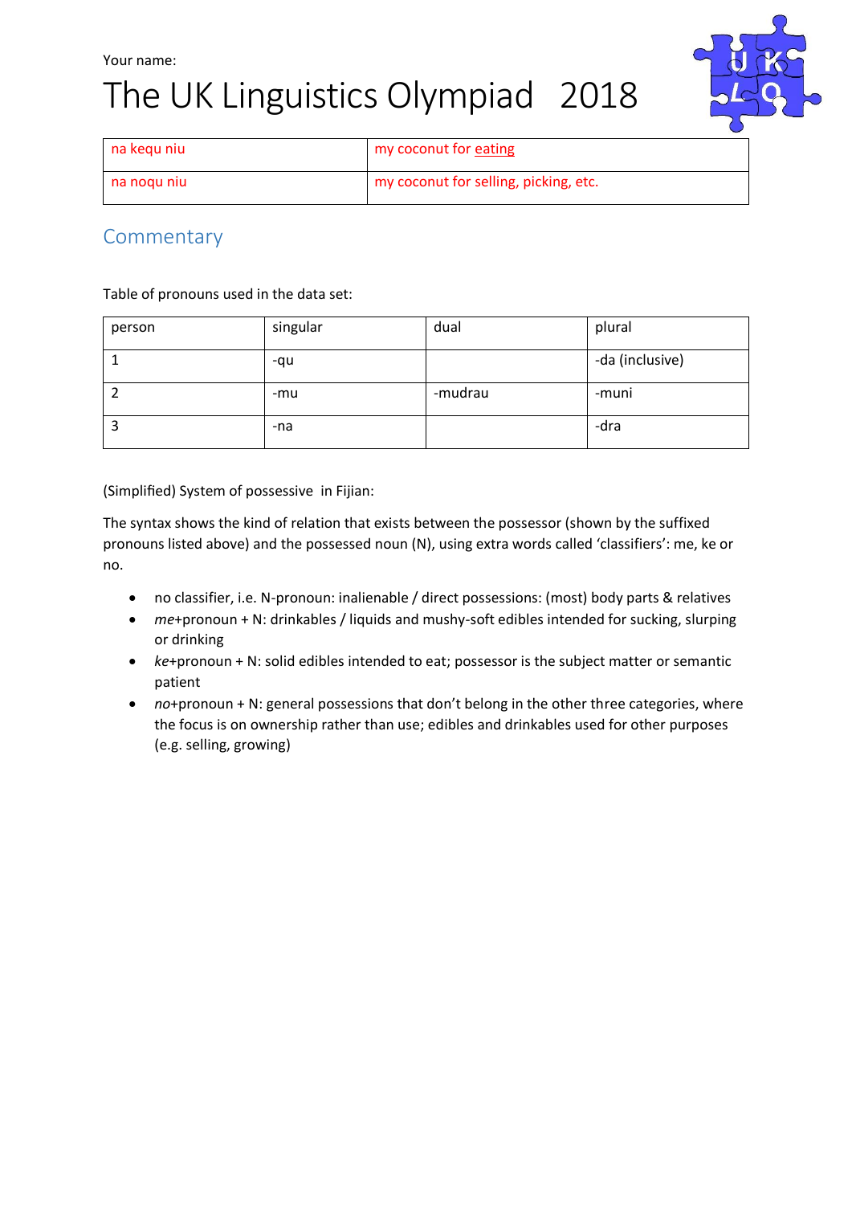Your name:

# The UK Linguistics Olympiad 2018

| | |
|---|---|
| na kequ niu | my coconut for eating |
| na noqu niu | my coconut for selling, picking, etc. |

## Commentary

Table of pronouns used in the data set:

| person | singular | dual | plural |
|---|---|---|---|
| 1 | -qu | | -da (inclusive) |
| 2 | -mu | -mudrau | -muni |
| 3 | -na | | -dra |

(Simplified) System of possessive in Fijian:

The syntax shows the kind of relation that exists between the possessor (shown by the suffixed pronouns listed above) and the possessed noun (N), using extra words called 'classifiers': me, ke or no.

- no classifier, i.e. N-pronoun: inalienable / direct possessions: (most) body parts & relatives
- *me*+pronoun + N: drinkables / liquids and mushy-soft edibles intended for sucking, slurping or drinking
- *ke*+pronoun + N: solid edibles intended to eat; possessor is the subject matter or semantic patient
- *no*+pronoun + N: general possessions that don't belong in the other three categories, where the focus is on ownership rather than use; edibles and drinkables used for other purposes (e.g. selling, growing)